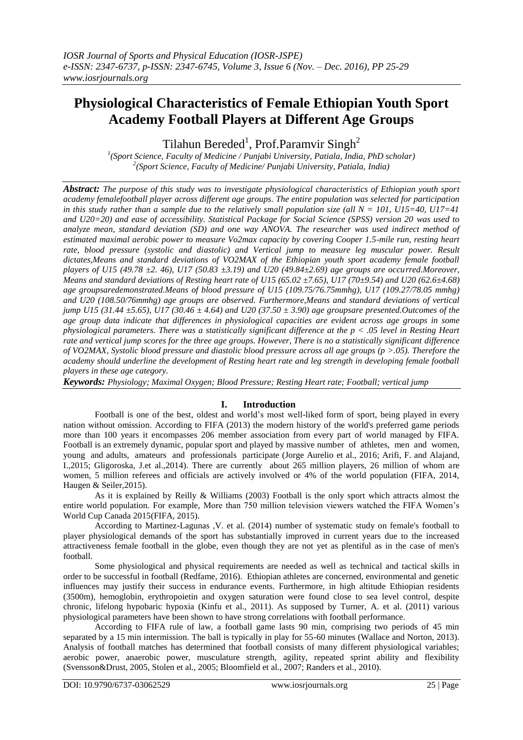# Physiological Characteristics of Female Ethiopian Youth Sport Academy Football Players at Different Age Groups

Tilahun Bereded[1], Prof.Paramvir Singh[2]

[1](Sport Science, Faculty of Medicine / Punjabi University, Patiala, India, PhD scholar)
[2](Sport Science, Faculty of Medicine/ Punjabi University, Patiala, India)

***Abstract:*** *The purpose of this study was to investigate physiological characteristics of Ethiopian youth sport academy femalefootball player across different age groups. The entire population was selected for participation in this study rather than a sample due to the relatively small population size (all N = 101, U15=40, U17=41 and U20=20) and ease of accessibility. Statistical Package for Social Science (SPSS) version 20 was used to analyze mean, standard deviation (SD) and one way ANOVA. The researcher was used indirect method of estimated maximal aerobic power to measure Vo2max capacity by covering Cooper 1.5-mile run, resting heart rate, blood pressure (systolic and diastolic) and Vertical jump to measure leg muscular power. Result dictates,Means and standard deviations of VO2MAX of the Ethiopian youth sport academy female football players of U15 (49.78 ±2. 46), U17 (50.83 ±3.19) and U20 (49.84±2.69) age groups are occurred.Moreover, Means and standard deviations of Resting heart rate of U15 (65.02 ±7.65), U17 (70±9.54) and U20 (62.6±4.68) age groupsaredemonstrated.Means of blood pressure of U15 (109.75/76.75mmhg), U17 (109.27/78.05 mmhg) and U20 (108.50/76mmhg) age groups are observed. Furthermore,Means and standard deviations of vertical jump U15 (31.44 ±5.65), U17 (30.46 ± 4.64) and U20 (37.50 ± 3.90) age groupsare presented.Outcomes of the age group data indicate that differences in physiological capacities are evident across age groups in some physiological parameters. There was a statistically significant difference at the p < .05 level in Resting Heart rate and vertical jump scores for the three age groups. However, There is no a statistically significant difference of VO2MAX, Systolic blood pressure and diastolic blood pressure across all age groups (p >.05). Therefore the academy should underline the development of Resting heart rate and leg strength in developing female football players in these age category.*

***Keywords:*** *Physiology; Maximal Oxygen; Blood Pressure; Resting Heart rate; Football; vertical jump*

## I. Introduction

Football is one of the best, oldest and world's most well-liked form of sport, being played in every nation without omission. According to FIFA (2013) the modern history of the world's preferred game periods more than 100 years it encompasses 206 member association from every part of world managed by FIFA. Football is an extremely dynamic, popular sport and played by massive number of athletes, men and women, young and adults, amateurs and professionals participate (Jorge Aurelio et al., 2016; Arifi, F. and Alajand, I.,2015; Gligoroska, J.et al.,2014). There are currently about 265 million players, 26 million of whom are women, 5 million referees and officials are actively involved or 4% of the world population (FIFA, 2014, Haugen & Seiler,2015).

As it is explained by Reilly & Williams (2003) Football is the only sport which attracts almost the entire world population. For example, More than 750 million television viewers watched the FIFA Women's World Cup Canada 2015(FIFA, 2015).

According to Martinez-Lagunas ,V. et al. (2014) number of systematic study on female's football to player physiological demands of the sport has substantially improved in current years due to the increased attractiveness female football in the globe, even though they are not yet as plentiful as in the case of men's football.

Some physiological and physical requirements are needed as well as technical and tactical skills in order to be successful in football (Redfame, 2016). Ethiopian athletes are concerned, environmental and genetic influences may justify their success in endurance events. Furthermore, in high altitude Ethiopian residents (3500m), hemoglobin, erythropoietin and oxygen saturation were found close to sea level control, despite chronic, lifelong hypobaric hypoxia (Kinfu et al., 2011). As supposed by Turner, A. et al. (2011) various physiological parameters have been shown to have strong correlations with football performance.

According to FIFA rule of law, a football game lasts 90 min, comprising two periods of 45 min separated by a 15 min intermission. The ball is typically in play for 55-60 minutes (Wallace and Norton, 2013). Analysis of football matches has determined that football consists of many different physiological variables; aerobic power, anaerobic power, musculature strength, agility, repeated sprint ability and flexibility (Svensson&Drust, 2005, Stolen et al., 2005; Bloomfield et al., 2007; Randers et al., 2010).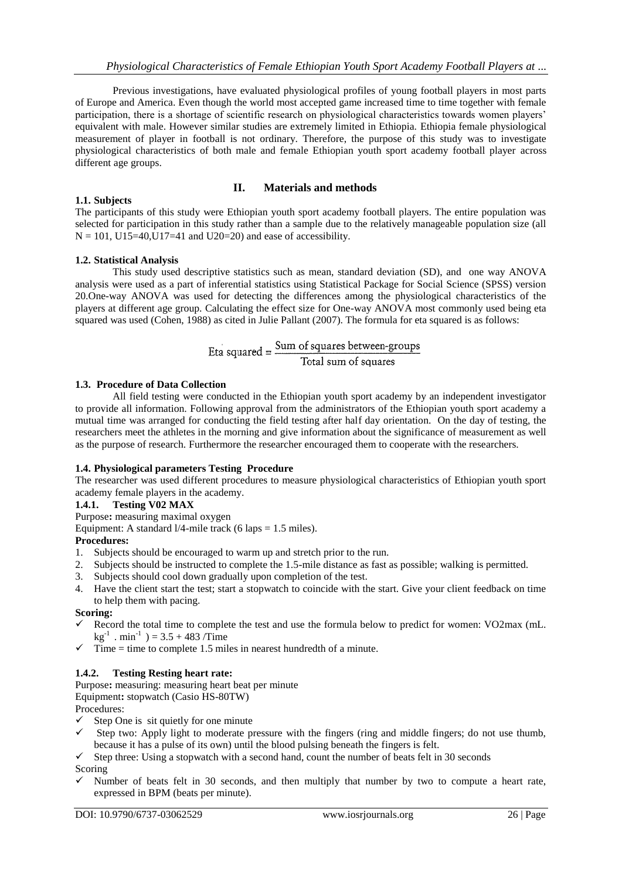Previous investigations, have evaluated physiological profiles of young football players in most parts of Europe and America. Even though the world most accepted game increased time to time together with female participation, there is a shortage of scientific research on physiological characteristics towards women players' equivalent with male. However similar studies are extremely limited in Ethiopia. Ethiopia female physiological measurement of player in football is not ordinary. Therefore, the purpose of this study was to investigate physiological characteristics of both male and female Ethiopian youth sport academy football player across different age groups.

## II. Materials and methods

### 1.1. Subjects

The participants of this study were Ethiopian youth sport academy football players. The entire population was selected for participation in this study rather than a sample due to the relatively manageable population size (all N = 101, U15=40,U17=41 and U20=20) and ease of accessibility.

### 1.2. Statistical Analysis

This study used descriptive statistics such as mean, standard deviation (SD), and one way ANOVA analysis were used as a part of inferential statistics using Statistical Package for Social Science (SPSS) version 20.One-way ANOVA was used for detecting the differences among the physiological characteristics of the players at different age group. Calculating the effect size for One-way ANOVA most commonly used being eta squared was used (Cohen, 1988) as cited in Julie Pallant (2007). The formula for eta squared is as follows:

$$\text{Eta squared} = \frac{\text{Sum of squares between-groups}}{\text{Total sum of squares}}$$

### 1.3. Procedure of Data Collection

All field testing were conducted in the Ethiopian youth sport academy by an independent investigator to provide all information. Following approval from the administrators of the Ethiopian youth sport academy a mutual time was arranged for conducting the field testing after half day orientation. On the day of testing, the researchers meet the athletes in the morning and give information about the significance of measurement as well as the purpose of research. Furthermore the researcher encouraged them to cooperate with the researchers.

### 1.4. Physiological parameters Testing Procedure

The researcher was used different procedures to measure physiological characteristics of Ethiopian youth sport academy female players in the academy.

#### 1.4.1. Testing V02 MAX

**Purpose:** measuring maximal oxygen

Equipment: A standard l/4-mile track (6 laps = 1.5 miles).

**Procedures:**

1. Subjects should be encouraged to warm up and stretch prior to the run.
2. Subjects should be instructed to complete the 1.5-mile distance as fast as possible; walking is permitted.
3. Subjects should cool down gradually upon completion of the test.
4. Have the client start the test; start a stopwatch to coincide with the start. Give your client feedback on time to help them with pacing.

**Scoring:**

- ✓ Record the total time to complete the test and use the formula below to predict for women: VO2max (mL. $kg^{-1}$ . $min^{-1}$ ) = 3.5 + 483 /Time
- ✓ Time = time to complete 1.5 miles in nearest hundredth of a minute.

#### 1.4.2. Testing Resting heart rate:

**Purpose:** measuring: measuring heart beat per minute

**Equipment:** stopwatch (Casio HS-80TW)

Procedures:

- ✓ Step One is sit quietly for one minute
- ✓ Step two: Apply light to moderate pressure with the fingers (ring and middle fingers; do not use thumb, because it has a pulse of its own) until the blood pulsing beneath the fingers is felt.
- ✓ Step three: Using a stopwatch with a second hand, count the number of beats felt in 30 seconds

Scoring

- ✓ Number of beats felt in 30 seconds, and then multiply that number by two to compute a heart rate, expressed in BPM (beats per minute).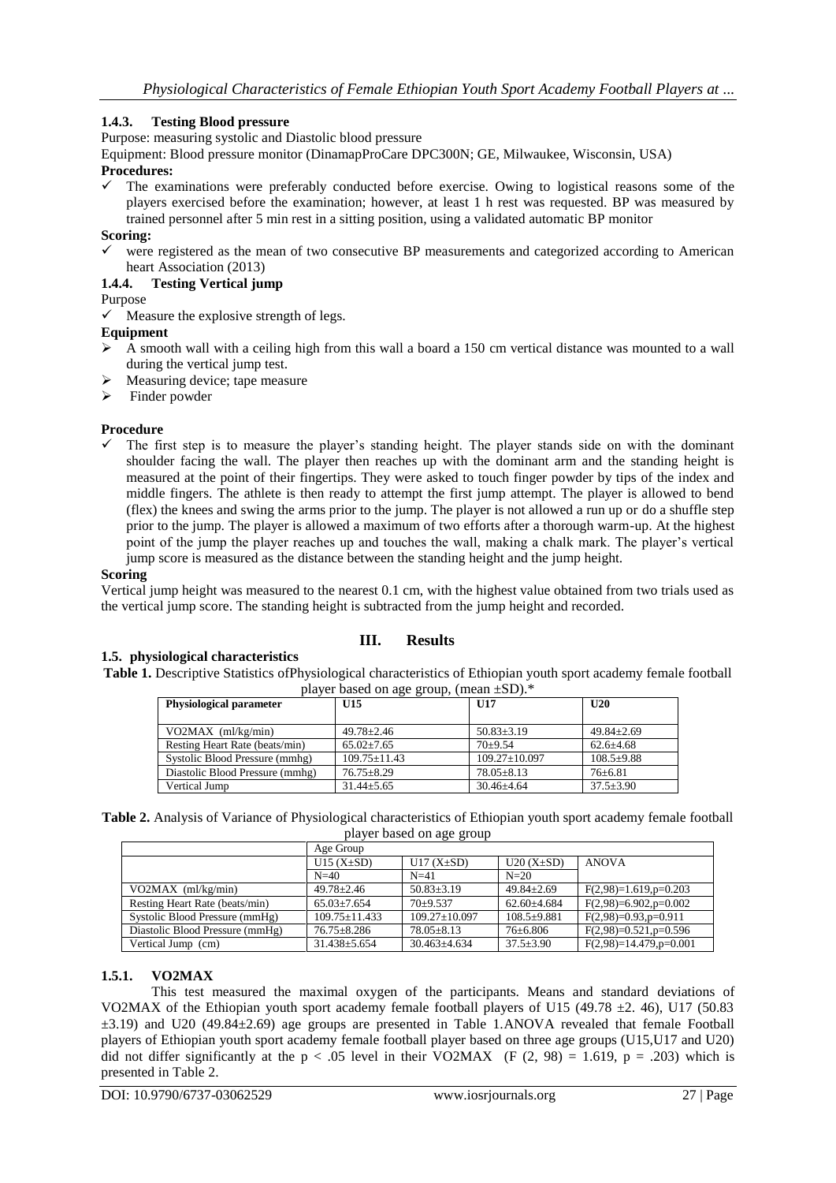#### 1.4.3. Testing Blood pressure

Purpose: measuring systolic and Diastolic blood pressure

Equipment: Blood pressure monitor (DinamapProCare DPC300N; GE, Milwaukee, Wisconsin, USA)

**Procedures:**

- ✓ The examinations were preferably conducted before exercise. Owing to logistical reasons some of the players exercised before the examination; however, at least 1 h rest was requested. BP was measured by trained personnel after 5 min rest in a sitting position, using a validated automatic BP monitor

**Scoring:**

- ✓ were registered as the mean of two consecutive BP measurements and categorized according to American heart Association (2013)

#### 1.4.4. Testing Vertical jump

Purpose

- ✓ Measure the explosive strength of legs.

**Equipment**

- ➢ A smooth wall with a ceiling high from this wall a board a 150 cm vertical distance was mounted to a wall during the vertical jump test.
- ➢ Measuring device; tape measure
- ➢ Finder powder

**Procedure**

- ✓ The first step is to measure the player's standing height. The player stands side on with the dominant shoulder facing the wall. The player then reaches up with the dominant arm and the standing height is measured at the point of their fingertips. They were asked to touch finger powder by tips of the index and middle fingers. The athlete is then ready to attempt the first jump attempt. The player is allowed to bend (flex) the knees and swing the arms prior to the jump. The player is not allowed a run up or do a shuffle step prior to the jump. The player is allowed a maximum of two efforts after a thorough warm-up. At the highest point of the jump the player reaches up and touches the wall, making a chalk mark. The player's vertical jump score is measured as the distance between the standing height and the jump height.

**Scoring**

Vertical jump height was measured to the nearest 0.1 cm, with the highest value obtained from two trials used as the vertical jump score. The standing height is subtracted from the jump height and recorded.

## III. Results

### 1.5. physiological characteristics

**Table 1.** Descriptive Statistics ofPhysiological characteristics of Ethiopian youth sport academy female football player based on age group, (mean ±SD).*

| Physiological parameter | U15 | U17 | U20 |
|---|---|---|---|
| VO2MAX (ml/kg/min) | 49.78±2.46 | 50.83±3.19 | 49.84±2.69 |
| Resting Heart Rate (beats/min) | 65.02±7.65 | 70±9.54 | 62.6±4.68 |
| Systolic Blood Pressure (mmhg) | 109.75±11.43 | 109.27±10.097 | 108.5±9.88 |
| Diastolic Blood Pressure (mmhg) | 76.75±8.29 | 78.05±8.13 | 76±6.81 |
| Vertical Jump | 31.44±5.65 | 30.46±4.64 | 37.5±3.90 |

**Table 2.** Analysis of Variance of Physiological characteristics of Ethiopian youth sport academy female football player based on age group

| | Age Group | | | |
|---|---|---|---|---|
| | U15 (X±SD) | U17 (X±SD) | U20 (X±SD) | ANOVA |
| | N=40 | N=41 | N=20 | |
| VO2MAX (ml/kg/min) | 49.78±2.46 | 50.83±3.19 | 49.84±2.69 | F(2,98)=1.619,p=0.203 |
| Resting Heart Rate (beats/min) | 65.03±7.654 | 70±9.537 | 62.60±4.684 | F(2,98)=6.902,p=0.002 |
| Systolic Blood Pressure (mmHg) | 109.75±11.433 | 109.27±10.097 | 108.5±9.881 | F(2,98)=0.93,p=0.911 |
| Diastolic Blood Pressure (mmHg) | 76.75±8.286 | 78.05±8.13 | 76±6.806 | F(2,98)=0.521,p=0.596 |
| Vertical Jump (cm) | 31.438±5.654 | 30.463±4.634 | 37.5±3.90 | F(2,98)=14.479,p=0.001 |

#### 1.5.1. VO2MAX

This test measured the maximal oxygen of the participants. Means and standard deviations of VO2MAX of the Ethiopian youth sport academy female football players of U15 (49.78 ±2. 46), U17 (50.83 ±3.19) and U20 (49.84±2.69) age groups are presented in Table 1.ANOVA revealed that female Football players of Ethiopian youth sport academy female football player based on three age groups (U15,U17 and U20) did not differ significantly at the $p < .05$ level in their VO2MAX ($F(2, 98) = 1.619$, $p = .203$) which is presented in Table 2.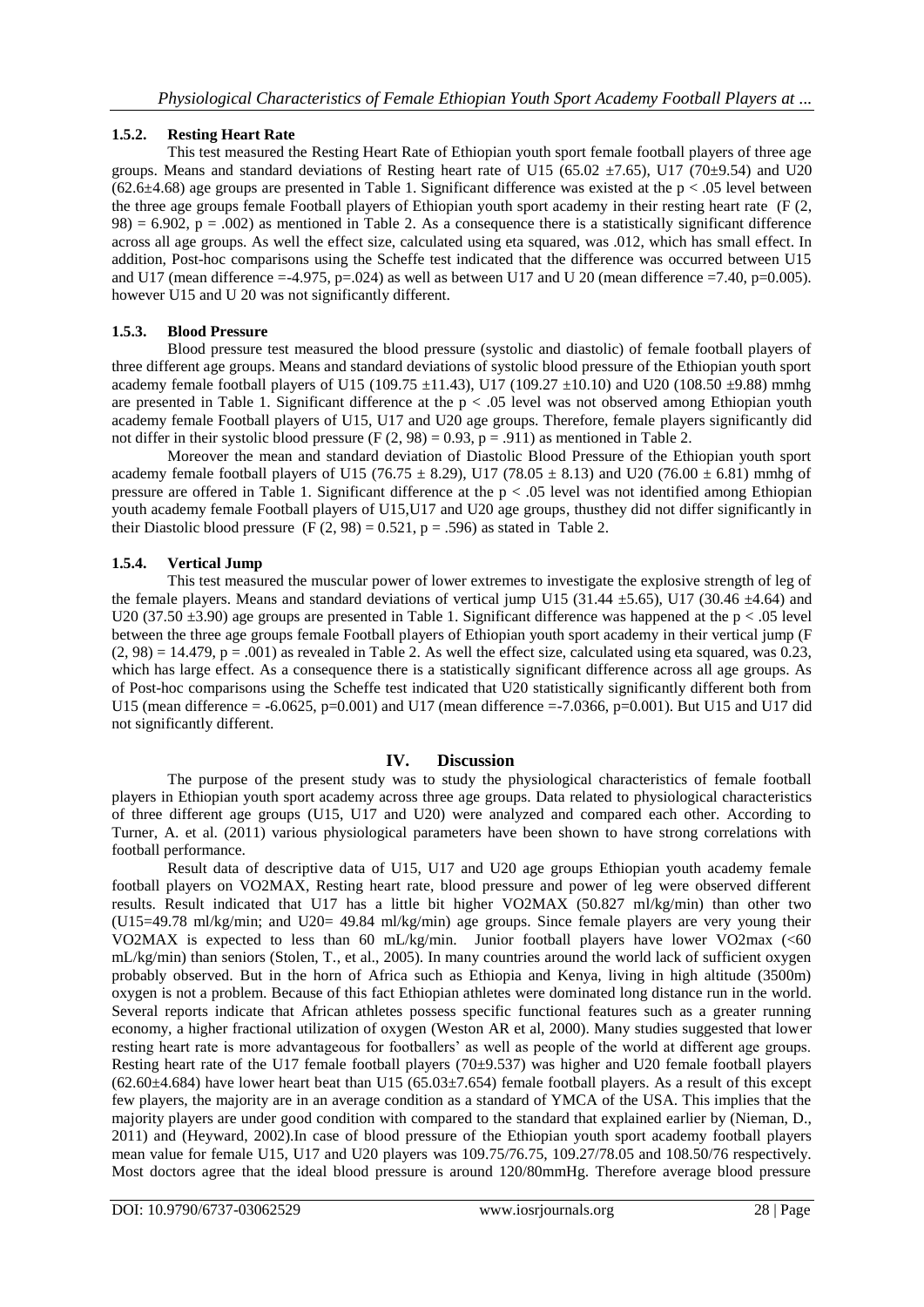### 1.5.2. Resting Heart Rate

This test measured the Resting Heart Rate of Ethiopian youth sport female football players of three age groups. Means and standard deviations of Resting heart rate of U15 (65.02 ±7.65), U17 (70±9.54) and U20 (62.6±4.68) age groups are presented in Table 1. Significant difference was existed at the $p < .05$ level between the three age groups female Football players of Ethiopian youth sport academy in their resting heart rate ($F (2, 98) = 6.902$, $p = .002$) as mentioned in Table 2. As a consequence there is a statistically significant difference across all age groups. As well the effect size, calculated using eta squared, was .012, which has small effect. In addition, Post-hoc comparisons using the Scheffe test indicated that the difference was occurred between U15 and U17 (mean difference =-4.975, p=.024) as well as between U17 and U 20 (mean difference =7.40, p=0.005). however U15 and U 20 was not significantly different.

### 1.5.3. Blood Pressure

Blood pressure test measured the blood pressure (systolic and diastolic) of female football players of three different age groups. Means and standard deviations of systolic blood pressure of the Ethiopian youth sport academy female football players of U15 (109.75 ±11.43), U17 (109.27 ±10.10) and U20 (108.50 ±9.88) mmhg are presented in Table 1. Significant difference at the $p < .05$ level was not observed among Ethiopian youth academy female Football players of U15, U17 and U20 age groups. Therefore, female players significantly did not differ in their systolic blood pressure ($F (2, 98) = 0.93$, $p = .911$) as mentioned in Table 2.

Moreover the mean and standard deviation of Diastolic Blood Pressure of the Ethiopian youth sport academy female football players of U15 (76.75 ± 8.29), U17 (78.05 ± 8.13) and U20 (76.00 ± 6.81) mmhg of pressure are offered in Table 1. Significant difference at the $p < .05$ level was not identified among Ethiopian youth academy female Football players of U15,U17 and U20 age groups, thusthey did not differ significantly in their Diastolic blood pressure ($F (2, 98) = 0.521$, $p = .596$) as stated in Table 2.

### 1.5.4. Vertical Jump

This test measured the muscular power of lower extremes to investigate the explosive strength of leg of the female players. Means and standard deviations of vertical jump U15 (31.44 ±5.65), U17 (30.46 ±4.64) and U20 (37.50 ±3.90) age groups are presented in Table 1. Significant difference was happened at the $p < .05$ level between the three age groups female Football players of Ethiopian youth sport academy in their vertical jump ($F (2, 98) = 14.479$, $p = .001$) as revealed in Table 2. As well the effect size, calculated using eta squared, was 0.23, which has large effect. As a consequence there is a statistically significant difference across all age groups. As of Post-hoc comparisons using the Scheffe test indicated that U20 statistically significantly different both from U15 (mean difference = -6.0625, p=0.001) and U17 (mean difference =-7.0366, p=0.001). But U15 and U17 did not significantly different.

## IV. Discussion

The purpose of the present study was to study the physiological characteristics of female football players in Ethiopian youth sport academy across three age groups. Data related to physiological characteristics of three different age groups (U15, U17 and U20) were analyzed and compared each other. According to Turner, A. et al. (2011) various physiological parameters have been shown to have strong correlations with football performance.

Result data of descriptive data of U15, U17 and U20 age groups Ethiopian youth academy female football players on VO2MAX, Resting heart rate, blood pressure and power of leg were observed different results. Result indicated that U17 has a little bit higher VO2MAX (50.827 ml/kg/min) than other two (U15=49.78 ml/kg/min; and U20= 49.84 ml/kg/min) age groups. Since female players are very young their VO2MAX is expected to less than 60 mL/kg/min. Junior football players have lower VO2max (<60 mL/kg/min) than seniors (Stolen, T., et al., 2005). In many countries around the world lack of sufficient oxygen probably observed. But in the horn of Africa such as Ethiopia and Kenya, living in high altitude (3500m) oxygen is not a problem. Because of this fact Ethiopian athletes were dominated long distance run in the world. Several reports indicate that African athletes possess specific functional features such as a greater running economy, a higher fractional utilization of oxygen (Weston AR et al, 2000). Many studies suggested that lower resting heart rate is more advantageous for footballers' as well as people of the world at different age groups. Resting heart rate of the U17 female football players (70±9.537) was higher and U20 female football players (62.60±4.684) have lower heart beat than U15 (65.03±7.654) female football players. As a result of this except few players, the majority are in an average condition as a standard of YMCA of the USA. This implies that the majority players are under good condition with compared to the standard that explained earlier by (Nieman, D., 2011) and (Heyward, 2002).In case of blood pressure of the Ethiopian youth sport academy football players mean value for female U15, U17 and U20 players was 109.75/76.75, 109.27/78.05 and 108.50/76 respectively. Most doctors agree that the ideal blood pressure is around 120/80mmHg. Therefore average blood pressure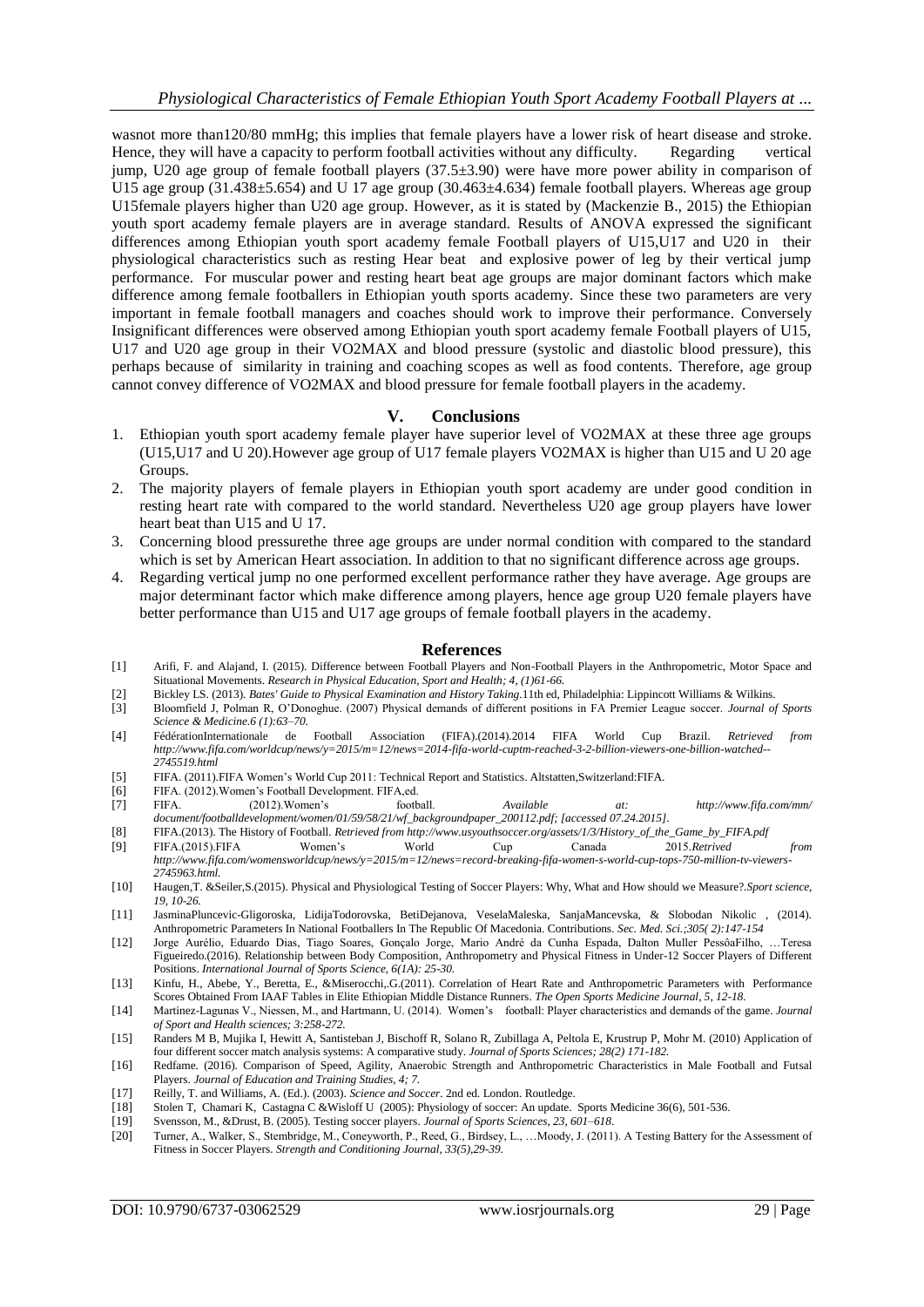wasnot more than120/80 mmHg; this implies that female players have a lower risk of heart disease and stroke. Hence, they will have a capacity to perform football activities without any difficulty. Regarding vertical jump, U20 age group of female football players (37.5±3.90) were have more power ability in comparison of U15 age group (31.438±5.654) and U 17 age group (30.463±4.634) female football players. Whereas age group U15female players higher than U20 age group. However, as it is stated by (Mackenzie B., 2015) the Ethiopian youth sport academy female players are in average standard. Results of ANOVA expressed the significant differences among Ethiopian youth sport academy female Football players of U15,U17 and U20 in their physiological characteristics such as resting Hear beat and explosive power of leg by their vertical jump performance. For muscular power and resting heart beat age groups are major dominant factors which make difference among female footballers in Ethiopian youth sports academy. Since these two parameters are very important in female football managers and coaches should work to improve their performance. Conversely Insignificant differences were observed among Ethiopian youth sport academy female Football players of U15, U17 and U20 age group in their VO2MAX and blood pressure (systolic and diastolic blood pressure), this perhaps because of similarity in training and coaching scopes as well as food contents. Therefore, age group cannot convey difference of VO2MAX and blood pressure for female football players in the academy.

## V. Conclusions

1. Ethiopian youth sport academy female player have superior level of VO2MAX at these three age groups (U15,U17 and U 20).However age group of U17 female players VO2MAX is higher than U15 and U 20 age Groups.
2. The majority players of female players in Ethiopian youth sport academy are under good condition in resting heart rate with compared to the world standard. Nevertheless U20 age group players have lower heart beat than U15 and U 17.
3. Concerning blood pressurethe three age groups are under normal condition with compared to the standard which is set by American Heart association. In addition to that no significant difference across age groups.
4. Regarding vertical jump no one performed excellent performance rather they have average. Age groups are major determinant factor which make difference among players, hence age group U20 female players have better performance than U15 and U17 age groups of female football players in the academy.

## References

[1] Arifi, F. and Alajand, I. (2015). Difference between Football Players and Non-Football Players in the Anthropometric, Motor Space and Situational Movements. *Research in Physical Education, Sport and Health; 4, (1)61-66.*

[2] Bickley LS. (2013). *Bates' Guide to Physical Examination and History Taking.*11th ed, Philadelphia: Lippincott Williams & Wilkins.

[3] Bloomfield J, Polman R, O'Donoghue. (2007) Physical demands of different positions in FA Premier League soccer. *Journal of Sports Science & Medicine.6 (1):63–70.*

[4] FédérationInternationale de Football Association (FIFA).(2014).2014 FIFA World Cup Brazil. *Retrieved from http://www.fifa.com/worldcup/news/y=2015/m=12/news=2014-fifa-world-cuptm-reached-3-2-billion-viewers-one-billion-watched--2745519.html*

[5] FIFA. (2011).FIFA Women's World Cup 2011: Technical Report and Statistics. Altstatten,Switzerland:FIFA.

[6] FIFA. (2012).Women's Football Development. FIFA,ed.

[7] FIFA. (2012).Women's football. *Available at: http://www.fifa.com/mm/ document/footballdevelopment/women/01/59/58/21/wf_backgroundpaper_200112.pdf; [accessed 07.24.2015].*

[8] FIFA.(2013). The History of Football. *Retrieved from http://www.usyouthsoccer.org/assets/1/3/History_of_the_Game_by_FIFA.pdf*

[9] FIFA.(2015).FIFA Women's World Cup Canada 2015.*Retrived from http://www.fifa.com/womensworldcup/news/y=2015/m=12/news=record-breaking-fifa-women-s-world-cup-tops-750-million-tv-viewers-2745963.html.*

[10] Haugen,T. &Seiler,S.(2015). Physical and Physiological Testing of Soccer Players: Why, What and How should we Measure?.*Sport science, 19, 10-26.*

[11] JasminaPluncevic-Gligoroska, LidijaTodorovska, BetiDejanova, VeselaMaleska, SanjaMancevska, & Slobodan Nikolic , (2014). Anthropometric Parameters In National Footballers In The Republic Of Macedonia. Contributions. *Sec. Med. Sci.;305( 2):147-154*

[12] Jorge Aurélio, Eduardo Dias, Tiago Soares, Gonçalo Jorge, Mario André da Cunha Espada, Dalton Muller PessôaFilho, …Teresa Figueiredo.(2016). Relationship between Body Composition, Anthropometry and Physical Fitness in Under-12 Soccer Players of Different Positions. *International Journal of Sports Science, 6(1A): 25-30.*

[13] Kinfu, H., Abebe, Y., Beretta, E., &Miserocchi,.G.(2011). Correlation of Heart Rate and Anthropometric Parameters with Performance Scores Obtained From IAAF Tables in Elite Ethiopian Middle Distance Runners. *The Open Sports Medicine Journal, 5, 12-18.*

[14] Martinez-Lagunas V., Niessen, M., and Hartmann, U. (2014). Women's football: Player characteristics and demands of the game. *Journal of Sport and Health sciences; 3:258-272.*

[15] Randers M B, Mujika I, Hewitt A, Santisteban J, Bischoff R, Solano R, Zubillaga A, Peltola E, Krustrup P, Mohr M. (2010) Application of four different soccer match analysis systems: A comparative study. *Journal of Sports Sciences; 28(2) 171-182.*

[16] Redfame. (2016). Comparison of Speed, Agility, Anaerobic Strength and Anthropometric Characteristics in Male Football and Futsal Players. *Journal of Education and Training Studies, 4; 7.*

[17] Reilly, T. and Williams, A. (Ed.). (2003). *Science and Soccer*. 2nd ed. London. Routledge.

[18] Stolen T, Chamari K, Castagna C &Wisloff U (2005): Physiology of soccer: An update. Sports Medicine 36(6), 501-536.

[19] Svensson, M., &Drust, B. (2005). Testing soccer players. *Journal of Sports Sciences, 23, 601–618.*

[20] Turner, A., Walker, S., Stembridge, M., Coneyworth, P., Reed, G., Birdsey, L., …Moody, J. (2011). A Testing Battery for the Assessment of Fitness in Soccer Players. *Strength and Conditioning Journal, 33(5),29-39.*